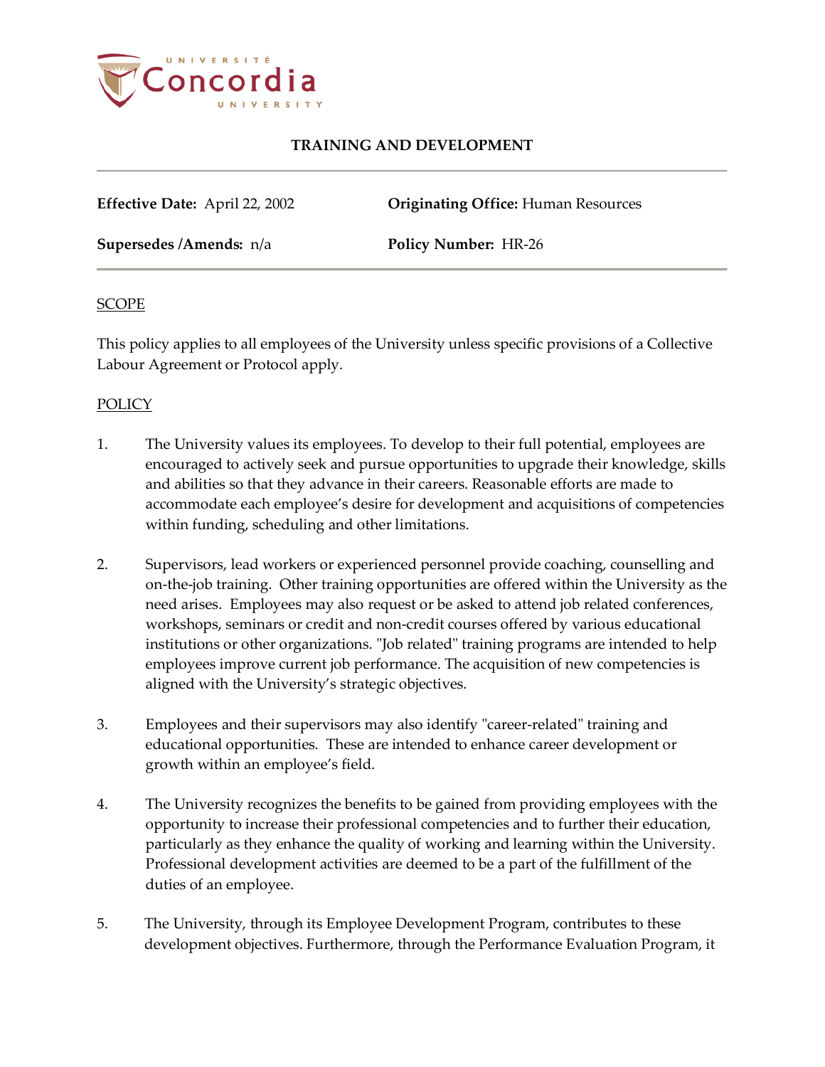# TRAINING AND DEVELOPMENT

**Effective Date:** April 22, 2002 **Originating Office:** Human Resources

**Supersedes /Amends:** n/a **Policy Number:** HR-26

## SCOPE

This policy applies to all employees of the University unless specific provisions of a Collective Labour Agreement or Protocol apply.

## POLICY

1. The University values its employees. To develop to their full potential, employees are encouraged to actively seek and pursue opportunities to upgrade their knowledge, skills and abilities so that they advance in their careers. Reasonable efforts are made to accommodate each employee's desire for development and acquisitions of competencies within funding, scheduling and other limitations.

2. Supervisors, lead workers or experienced personnel provide coaching, counselling and on-the-job training. Other training opportunities are offered within the University as the need arises. Employees may also request or be asked to attend job related conferences, workshops, seminars or credit and non-credit courses offered by various educational institutions or other organizations. "Job related" training programs are intended to help employees improve current job performance. The acquisition of new competencies is aligned with the University's strategic objectives.

3. Employees and their supervisors may also identify "career-related" training and educational opportunities. These are intended to enhance career development or growth within an employee's field.

4. The University recognizes the benefits to be gained from providing employees with the opportunity to increase their professional competencies and to further their education, particularly as they enhance the quality of working and learning within the University. Professional development activities are deemed to be a part of the fulfillment of the duties of an employee.

5. The University, through its Employee Development Program, contributes to these development objectives. Furthermore, through the Performance Evaluation Program, it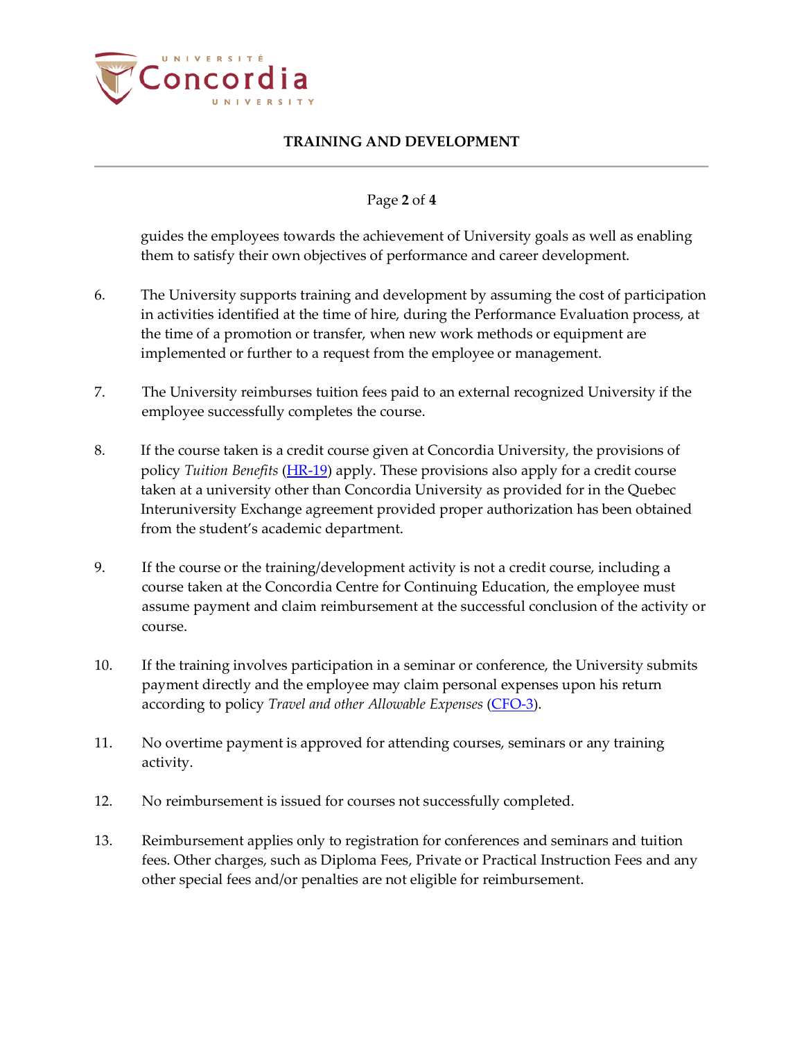guides the employees towards the achievement of University goals as well as enabling them to satisfy their own objectives of performance and career development.

6. The University supports training and development by assuming the cost of participation in activities identified at the time of hire, during the Performance Evaluation process, at the time of a promotion or transfer, when new work methods or equipment are implemented or further to a request from the employee or management.

7. The University reimburses tuition fees paid to an external recognized University if the employee successfully completes the course.

8. If the course taken is a credit course given at Concordia University, the provisions of policy *Tuition Benefits* (HR-19) apply. These provisions also apply for a credit course taken at a university other than Concordia University as provided for in the Quebec Interuniversity Exchange agreement provided proper authorization has been obtained from the student's academic department.

9. If the course or the training/development activity is not a credit course, including a course taken at the Concordia Centre for Continuing Education, the employee must assume payment and claim reimbursement at the successful conclusion of the activity or course.

10. If the training involves participation in a seminar or conference, the University submits payment directly and the employee may claim personal expenses upon his return according to policy *Travel and other Allowable Expenses* (CFO-3).

11. No overtime payment is approved for attending courses, seminars or any training activity.

12. No reimbursement is issued for courses not successfully completed.

13. Reimbursement applies only to registration for conferences and seminars and tuition fees. Other charges, such as Diploma Fees, Private or Practical Instruction Fees and any other special fees and/or penalties are not eligible for reimbursement.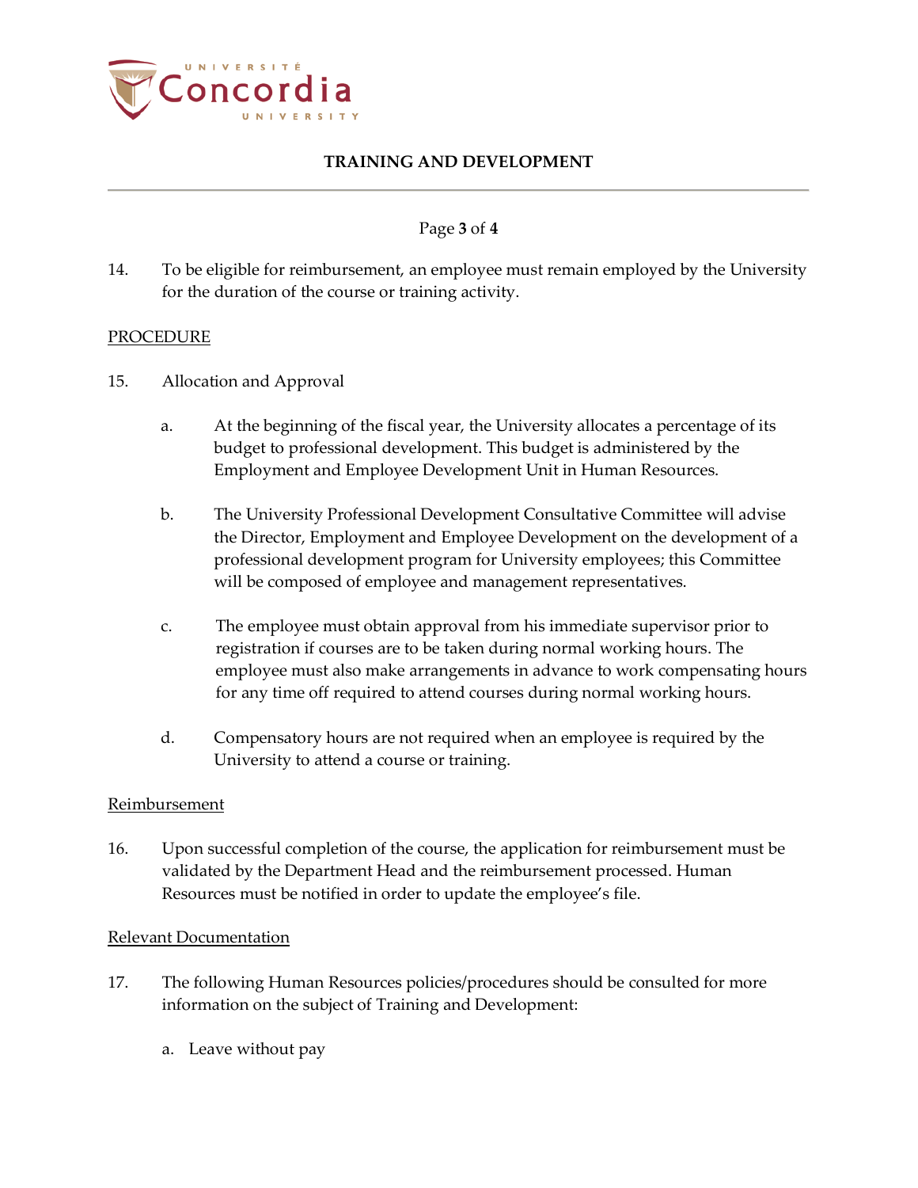14. To be eligible for reimbursement, an employee must remain employed by the University for the duration of the course or training activity.

<u>PROCEDURE</u>

15. Allocation and Approval

    a. At the beginning of the fiscal year, the University allocates a percentage of its budget to professional development. This budget is administered by the Employment and Employee Development Unit in Human Resources.

    b. The University Professional Development Consultative Committee will advise the Director, Employment and Employee Development on the development of a professional development program for University employees; this Committee will be composed of employee and management representatives.

    c. The employee must obtain approval from his immediate supervisor prior to registration if courses are to be taken during normal working hours. The employee must also make arrangements in advance to work compensating hours for any time off required to attend courses during normal working hours.

    d. Compensatory hours are not required when an employee is required by the University to attend a course or training.

<u>Reimbursement</u>

16. Upon successful completion of the course, the application for reimbursement must be validated by the Department Head and the reimbursement processed. Human Resources must be notified in order to update the employee's file.

<u>Relevant Documentation</u>

17. The following Human Resources policies/procedures should be consulted for more information on the subject of Training and Development:

    a. Leave without pay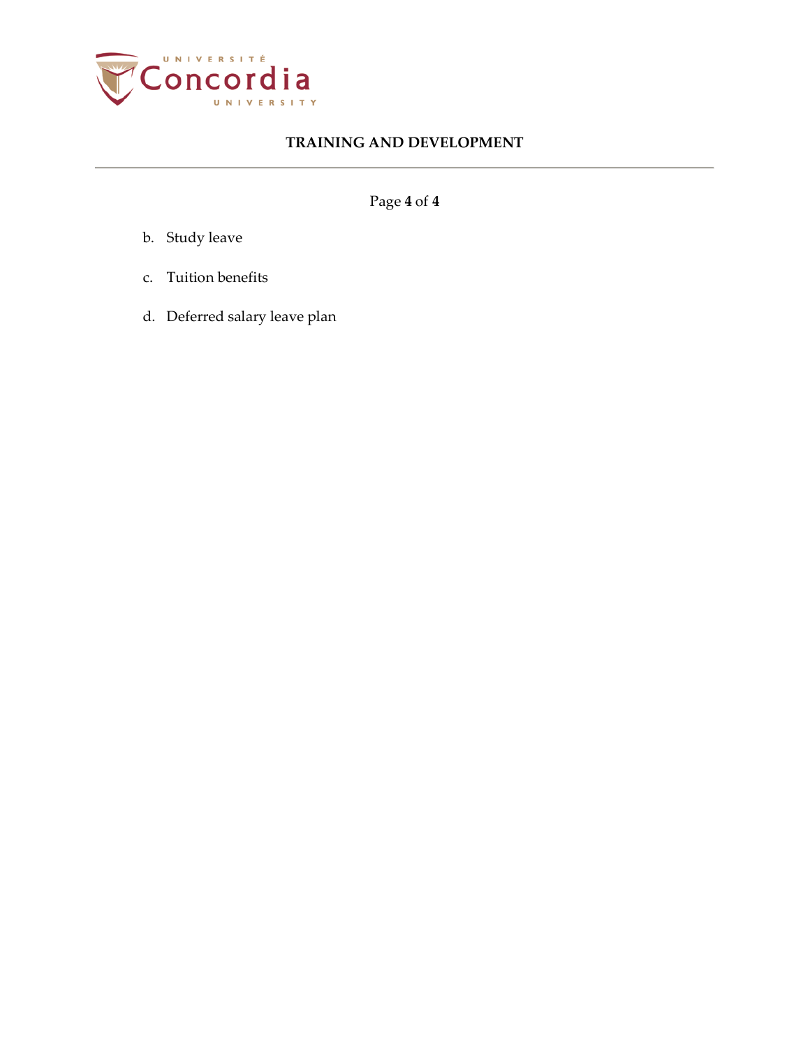b. Study leave

c. Tuition benefits

d. Deferred salary leave plan